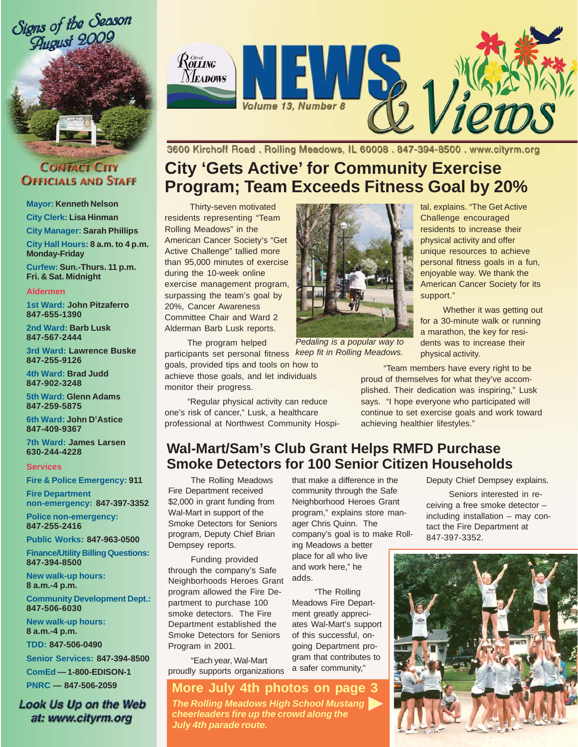# NEWS & Views

City of Rolling Meadows

Volume 13, Number 8

3600 Kirchoff Road . Rolling Meadows, IL 60008 . 847-394-8500 . www.cityrm.org

## City 'Gets Active' for Community Exercise Program; Team Exceeds Fitness Goal by 20%

Thirty-seven motivated residents representing "Team Rolling Meadows" in the American Cancer Society's "Get Active Challenge" tallied more than 95,000 minutes of exercise during the 10-week online exercise management program, surpassing the team's goal by 20%, Cancer Awareness Committee Chair and Ward 2 Alderman Barb Lusk reports.

The program helped participants set personal fitness goals, provided tips and tools on how to achieve those goals, and let individuals monitor their progress.

"Regular physical activity can reduce one's risk of cancer," Lusk, a healthcare professional at Northwest Community Hospital, explains. "The Get Active Challenge encouraged residents to increase their physical activity and offer unique resources to achieve personal fitness goals in a fun, enjoyable way. We thank the American Cancer Society for its support."

*Pedaling is a popular way to keep fit in Rolling Meadows.*

Whether it was getting out for a 30-minute walk or running a marathon, the key for residents was to increase their physical activity.

"Team members have every right to be proud of themselves for what they've accomplished. Their dedication was inspiring," Lusk says. "I hope everyone who participated will continue to set exercise goals and work toward achieving healthier lifestyles."

## Wal-Mart/Sam's Club Grant Helps RMFD Purchase Smoke Detectors for 100 Senior Citizen Households

The Rolling Meadows Fire Department received $2,000 in grant funding from Wal-Mart in support of the Smoke Detectors for Seniors program, Deputy Chief Brian Dempsey reports.

Funding provided through the company's Safe Neighborhoods Heroes Grant program allowed the Fire Department to purchase 100 smoke detectors. The Fire Department established the Smoke Detectors for Seniors Program in 2001.

"Each year, Wal-Mart proudly supports organizations that make a difference in the community through the Safe Neighborhood Heroes Grant program," explains store manager Chris Quinn. "The company's goal is to make Rolling Meadows a better place for all who live and work here," he adds.

"The Rolling Meadows Fire Department greatly appreciates Wal-Mart's support of this successful, ongoing Department program that contributes to a safer community," Deputy Chief Dempsey explains.

Seniors interested in receiving a free smoke detector – including installation – may contact the Fire Department at 847-397-3352.

**More July 4th photos on page 3**

***The Rolling Meadows High School Mustang cheerleaders fire up the crowd along the July 4th parade route.***

---

*Signs of the Season August 2009*

### Contact City Officials and Staff

**Mayor:** Kenneth Nelson

**City Clerk:** Lisa Hinman

**City Manager:** Sarah Phillips

**City Hall Hours:** 8 a.m. to 4 p.m. Monday-Friday

**Curfew:** Sun.-Thurs. 11 p.m. Fri. & Sat. Midnight

**Aldermen**

**1st Ward:** John Pitzaferro 847-655-1390

**2nd Ward:** Barb Lusk 847-567-2444

**3rd Ward:** Lawrence Buske 847-255-9126

**4th Ward:** Brad Judd 847-902-3248

**5th Ward:** Glenn Adams 847-259-5875

**6th Ward:** John D'Astice 847-409-9367

**7th Ward:** James Larsen 630-244-4228

**Services**

**Fire & Police Emergency:** 911

**Fire Department non-emergency:** 847-397-3352

**Police non-emergency:** 847-255-2416

**Public Works:** 847-963-0500

**Finance/Utility Billing Questions:** 847-394-8500

**New walk-up hours:** 8 a.m.-4 p.m.

**Community Development Dept.:** 847-506-6030

**New walk-up hours:** 8 a.m.-4 p.m.

**TDD:** 847-506-0490

**Senior Services:** 847-394-8500

**ComEd** — 1-800-EDISON-1

**PNRC** — 847-506-2059

**Look Us Up on the Web at: www.cityrm.org**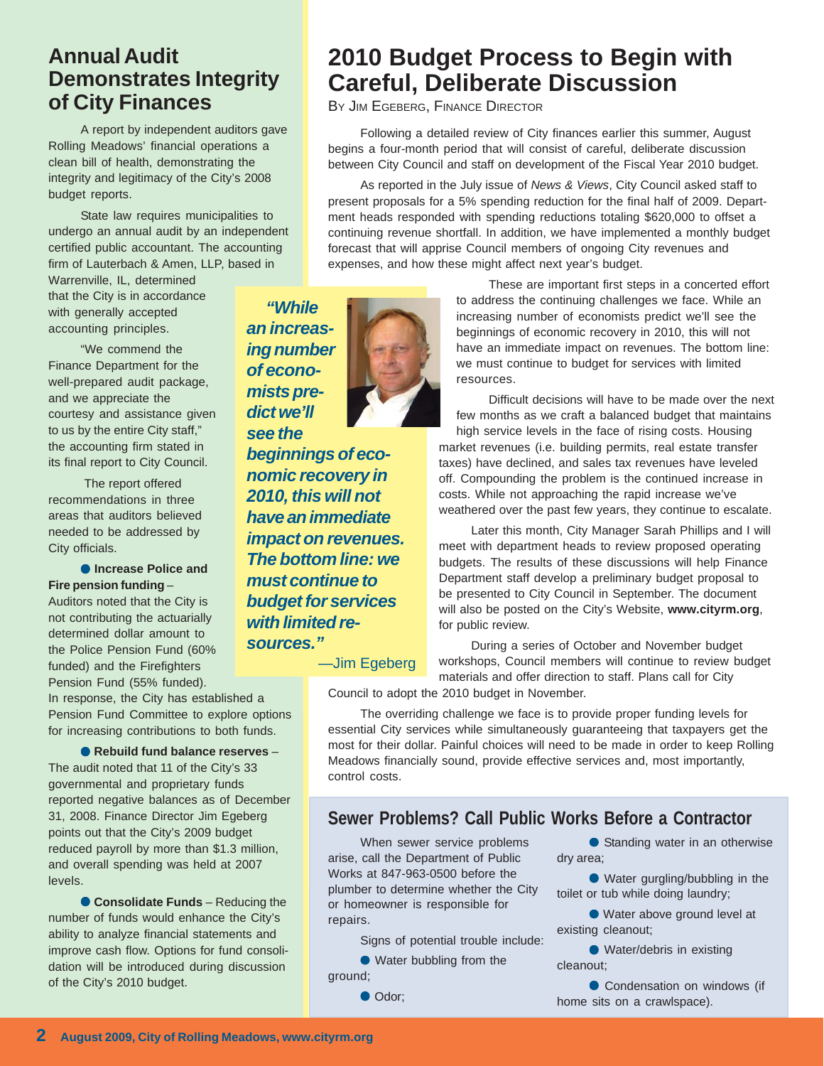## Annual Audit Demonstrates Integrity of City Finances

A report by independent auditors gave Rolling Meadows' financial operations a clean bill of health, demonstrating the integrity and legitimacy of the City's 2008 budget reports.

State law requires municipalities to undergo an annual audit by an independent certified public accountant. The accounting firm of Lauterbach & Amen, LLP, based in Warrenville, IL, determined that the City is in accordance with generally accepted accounting principles.

"We commend the Finance Department for the well-prepared audit package, and we appreciate the courtesy and assistance given to us by the entire City staff," the accounting firm stated in its final report to City Council.

The report offered recommendations in three areas that auditors believed needed to be addressed by City officials.

- **Increase Police and Fire pension funding** – Auditors noted that the City is not contributing the actuarially determined dollar amount to the Police Pension Fund (60% funded) and the Firefighters Pension Fund (55% funded). In response, the City has established a Pension Fund Committee to explore options for increasing contributions to both funds.

- **Rebuild fund balance reserves** – The audit noted that 11 of the City's 33 governmental and proprietary funds reported negative balances as of December 31, 2008. Finance Director Jim Egeberg points out that the City's 2009 budget reduced payroll by more than $1.3 million, and overall spending was held at 2007 levels.

- **Consolidate Funds** – Reducing the number of funds would enhance the City's ability to analyze financial statements and improve cash flow. Options for fund consolidation will be introduced during discussion of the City's 2010 budget.

## 2010 Budget Process to Begin with Careful, Deliberate Discussion

By Jim Egeberg, Finance Director

Following a detailed review of City finances earlier this summer, August begins a four-month period that will consist of careful, deliberate discussion between City Council and staff on development of the Fiscal Year 2010 budget.

As reported in the July issue of *News & Views*, City Council asked staff to present proposals for a 5% spending reduction for the final half of 2009. Department heads responded with spending reductions totaling $620,000 to offset a continuing revenue shortfall. In addition, we have implemented a monthly budget forecast that will apprise Council members of ongoing City revenues and expenses, and how these might affect next year's budget.

> ***"While an increasing number of economists predict we'll see the beginnings of economic recovery in 2010, this will not have an immediate impact on revenues. The bottom line: we must continue to budget for services with limited resources."***
>
> —Jim Egeberg

These are important first steps in a concerted effort to address the continuing challenges we face. While an increasing number of economists predict we'll see the beginnings of economic recovery in 2010, this will not have an immediate impact on revenues. The bottom line: we must continue to budget for services with limited resources.

Difficult decisions will have to be made over the next few months as we craft a balanced budget that maintains high service levels in the face of rising costs. Housing market revenues (i.e. building permits, real estate transfer taxes) have declined, and sales tax revenues have leveled off. Compounding the problem is the continued increase in costs. While not approaching the rapid increase we've weathered over the past few years, they continue to escalate.

Later this month, City Manager Sarah Phillips and I will meet with department heads to review proposed operating budgets. The results of these discussions will help Finance Department staff develop a preliminary budget proposal to be presented to City Council in September. The document will also be posted on the City's Website, **www.cityrm.org**, for public review.

During a series of October and November budget workshops, Council members will continue to review budget materials and offer direction to staff. Plans call for City Council to adopt the 2010 budget in November.

The overriding challenge we face is to provide proper funding levels for essential City services while simultaneously guaranteeing that taxpayers get the most for their dollar. Painful choices will need to be made in order to keep Rolling Meadows financially sound, provide effective services and, most importantly, control costs.

## Sewer Problems? Call Public Works Before a Contractor

When sewer service problems arise, call the Department of Public Works at 847-963-0500 before the plumber to determine whether the City or homeowner is responsible for repairs.

Signs of potential trouble include:

- Water bubbling from the ground;
- Odor;
- Standing water in an otherwise dry area;
- Water gurgling/bubbling in the toilet or tub while doing laundry;
- Water above ground level at existing cleanout;
- Water/debris in existing cleanout;
- Condensation on windows (if home sits on a crawlspace).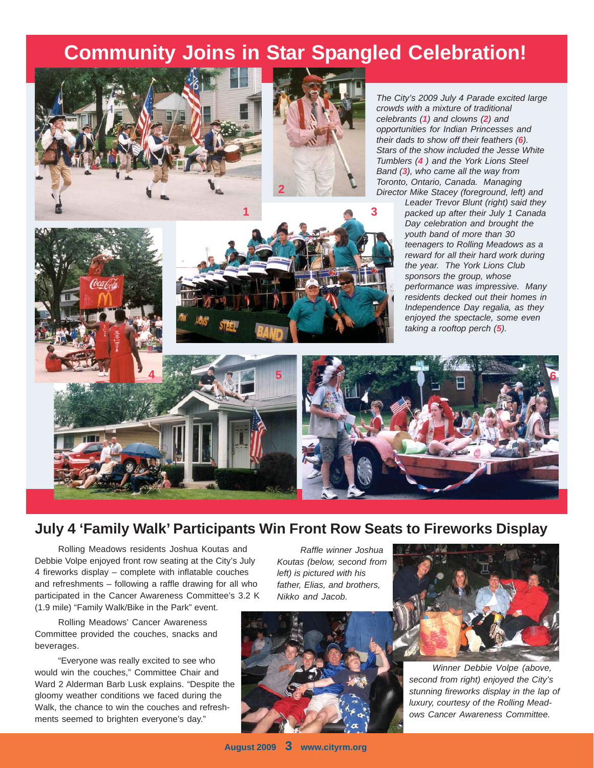# Community Joins in Star Spangled Celebration!

*The City's 2009 July 4 Parade excited large crowds with a mixture of traditional celebrants (**1**) and clowns (**2**) and opportunities for Indian Princesses and their dads to show off their feathers (**6**). Stars of the show included the Jesse White Tumblers (**4** ) and the York Lions Steel Band (**3**), who came all the way from Toronto, Ontario, Canada. Managing Director Mike Stacey (foreground, left) and Leader Trevor Blunt (right) said they packed up after their July 1 Canada Day celebration and brought the youth band of more than 30 teenagers to Rolling Meadows as a reward for all their hard work during the year. The York Lions Club sponsors the group, whose performance was impressive. Many residents decked out their homes in Independence Day regalia, as they enjoyed the spectacle, some even taking a rooftop perch (**5**).*

## July 4 'Family Walk' Participants Win Front Row Seats to Fireworks Display

Rolling Meadows residents Joshua Koutas and Debbie Volpe enjoyed front row seating at the City's July 4 fireworks display – complete with inflatable couches and refreshments – following a raffle drawing for all who participated in the Cancer Awareness Committee's 3.2 K (1.9 mile) "Family Walk/Bike in the Park" event.

Rolling Meadows' Cancer Awareness Committee provided the couches, snacks and beverages.

"Everyone was really excited to see who would win the couches," Committee Chair and Ward 2 Alderman Barb Lusk explains. "Despite the gloomy weather conditions we faced during the Walk, the chance to win the couches and refreshments seemed to brighten everyone's day."

*Raffle winner Joshua Koutas (below, second from left) is pictured with his father, Elias, and brothers, Nikko and Jacob.*

*Winner Debbie Volpe (above, second from right) enjoyed the City's stunning fireworks display in the lap of luxury, courtesy of the Rolling Meadows Cancer Awareness Committee.*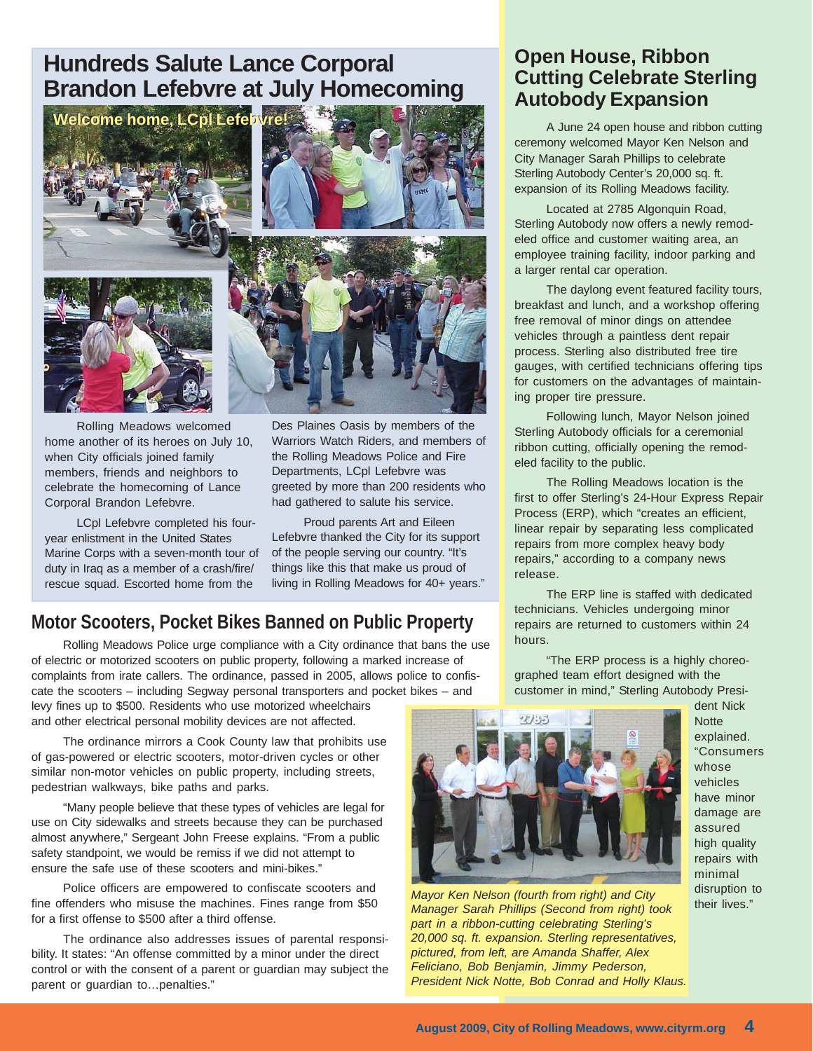## Hundreds Salute Lance Corporal Brandon Lefebvre at July Homecoming

Welcome home, LCpl Lefebvre!

Rolling Meadows welcomed home another of its heroes on July 10, when City officials joined family members, friends and neighbors to celebrate the homecoming of Lance Corporal Brandon Lefebvre.

LCpl Lefebvre completed his four-year enlistment in the United States Marine Corps with a seven-month tour of duty in Iraq as a member of a crash/fire/rescue squad. Escorted home from the Des Plaines Oasis by members of the Warriors Watch Riders, and members of the Rolling Meadows Police and Fire Departments, LCpl Lefebvre was greeted by more than 200 residents who had gathered to salute his service.

Proud parents Art and Eileen Lefebvre thanked the City for its support of the people serving our country. "It's things like this that make us proud of living in Rolling Meadows for 40+ years."

## Motor Scooters, Pocket Bikes Banned on Public Property

Rolling Meadows Police urge compliance with a City ordinance that bans the use of electric or motorized scooters on public property, following a marked increase of complaints from irate callers. The ordinance, passed in 2005, allows police to confiscate the scooters – including Segway personal transporters and pocket bikes – and levy fines up to $500. Residents who use motorized wheelchairs and other electrical personal mobility devices are not affected.

The ordinance mirrors a Cook County law that prohibits use of gas-powered or electric scooters, motor-driven cycles or other similar non-motor vehicles on public property, including streets, pedestrian walkways, bike paths and parks.

"Many people believe that these types of vehicles are legal for use on City sidewalks and streets because they can be purchased almost anywhere," Sergeant John Freese explains. "From a public safety standpoint, we would be remiss if we did not attempt to ensure the safe use of these scooters and mini-bikes."

Police officers are empowered to confiscate scooters and fine offenders who misuse the machines. Fines range from $50 for a first offense to $500 after a third offense.

The ordinance also addresses issues of parental responsibility. It states: "An offense committed by a minor under the direct control or with the consent of a parent or guardian may subject the parent or guardian to…penalties."

## Open House, Ribbon Cutting Celebrate Sterling Autobody Expansion

A June 24 open house and ribbon cutting ceremony welcomed Mayor Ken Nelson and City Manager Sarah Phillips to celebrate Sterling Autobody Center's 20,000 sq. ft. expansion of its Rolling Meadows facility.

Located at 2785 Algonquin Road, Sterling Autobody now offers a newly remodeled office and customer waiting area, an employee training facility, indoor parking and a larger rental car operation.

The daylong event featured facility tours, breakfast and lunch, and a workshop offering free removal of minor dings on attendee vehicles through a paintless dent repair process. Sterling also distributed free tire gauges, with certified technicians offering tips for customers on the advantages of maintaining proper tire pressure.

Following lunch, Mayor Nelson joined Sterling Autobody officials for a ceremonial ribbon cutting, officially opening the remodeled facility to the public.

The Rolling Meadows location is the first to offer Sterling's 24-Hour Express Repair Process (ERP), which "creates an efficient, linear repair by separating less complicated repairs from more complex heavy body repairs," according to a company news release.

The ERP line is staffed with dedicated technicians. Vehicles undergoing minor repairs are returned to customers within 24 hours.

"The ERP process is a highly choreographed team effort designed with the customer in mind," Sterling Autobody President Nick Notte explained. "Consumers whose vehicles have minor damage are assured high quality repairs with minimal disruption to their lives."

*Mayor Ken Nelson (fourth from right) and City Manager Sarah Phillips (Second from right) took part in a ribbon-cutting celebrating Sterling's 20,000 sq. ft. expansion. Sterling representatives, pictured, from left, are Amanda Shaffer, Alex Feliciano, Bob Benjamin, Jimmy Pederson, President Nick Notte, Bob Conrad and Holly Klaus.*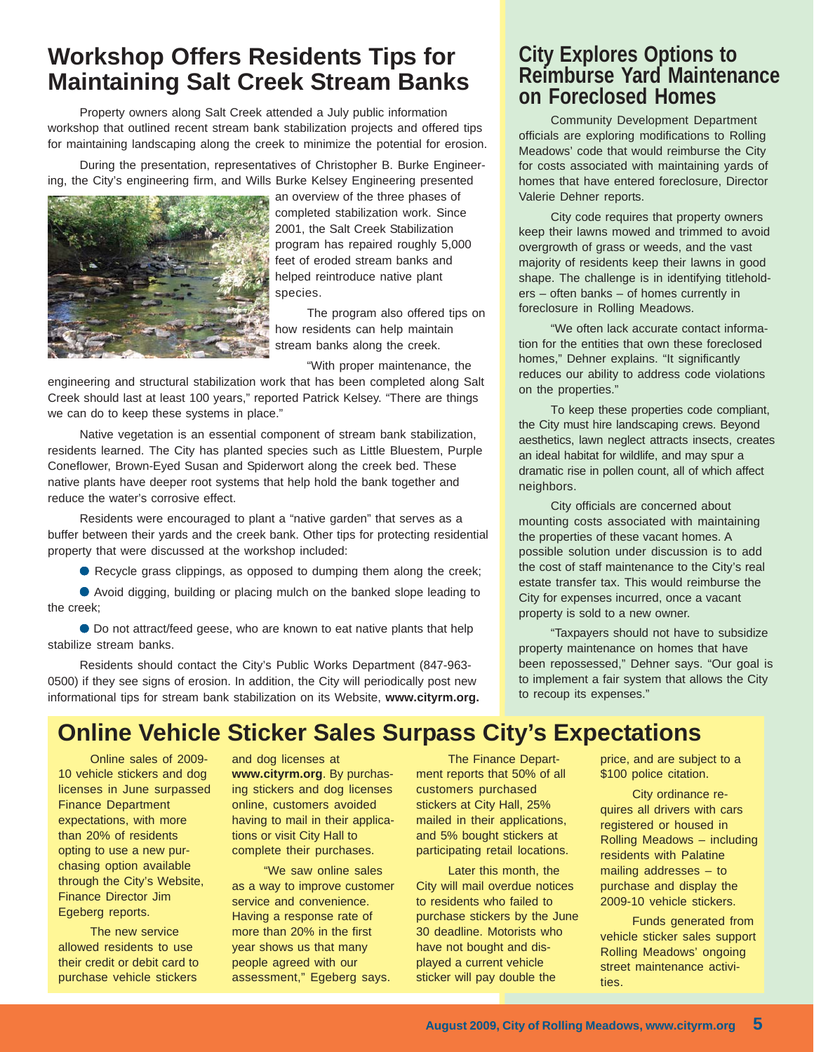## Workshop Offers Residents Tips for Maintaining Salt Creek Stream Banks

Property owners along Salt Creek attended a July public information workshop that outlined recent stream bank stabilization projects and offered tips for maintaining landscaping along the creek to minimize the potential for erosion.

During the presentation, representatives of Christopher B. Burke Engineering, the City's engineering firm, and Wills Burke Kelsey Engineering presented an overview of the three phases of completed stabilization work. Since 2001, the Salt Creek Stabilization program has repaired roughly 5,000 feet of eroded stream banks and helped reintroduce native plant species.

The program also offered tips on how residents can help maintain stream banks along the creek.

"With proper maintenance, the engineering and structural stabilization work that has been completed along Salt Creek should last at least 100 years," reported Patrick Kelsey. "There are things we can do to keep these systems in place."

Native vegetation is an essential component of stream bank stabilization, residents learned. The City has planted species such as Little Bluestem, Purple Coneflower, Brown-Eyed Susan and Spiderwort along the creek bed. These native plants have deeper root systems that help hold the bank together and reduce the water's corrosive effect.

Residents were encouraged to plant a "native garden" that serves as a buffer between their yards and the creek bank. Other tips for protecting residential property that were discussed at the workshop included:

- Recycle grass clippings, as opposed to dumping them along the creek;
- Avoid digging, building or placing mulch on the banked slope leading to the creek;
- Do not attract/feed geese, who are known to eat native plants that help stabilize stream banks.

Residents should contact the City's Public Works Department (847-963-0500) if they see signs of erosion. In addition, the City will periodically post new informational tips for stream bank stabilization on its Website, **www.cityrm.org.**

## City Explores Options to Reimburse Yard Maintenance on Foreclosed Homes

Community Development Department officials are exploring modifications to Rolling Meadows' code that would reimburse the City for costs associated with maintaining yards of homes that have entered foreclosure, Director Valerie Dehner reports.

City code requires that property owners keep their lawns mowed and trimmed to avoid overgrowth of grass or weeds, and the vast majority of residents keep their lawns in good shape. The challenge is in identifying titleholders – often banks – of homes currently in foreclosure in Rolling Meadows.

"We often lack accurate contact information for the entities that own these foreclosed homes," Dehner explains. "It significantly reduces our ability to address code violations on the properties."

To keep these properties code compliant, the City must hire landscaping crews. Beyond aesthetics, lawn neglect attracts insects, creates an ideal habitat for wildlife, and may spur a dramatic rise in pollen count, all of which affect neighbors.

City officials are concerned about mounting costs associated with maintaining the properties of these vacant homes. A possible solution under discussion is to add the cost of staff maintenance to the City's real estate transfer tax. This would reimburse the City for expenses incurred, once a vacant property is sold to a new owner.

"Taxpayers should not have to subsidize property maintenance on homes that have been repossessed," Dehner says. "Our goal is to implement a fair system that allows the City to recoup its expenses."

## Online Vehicle Sticker Sales Surpass City's Expectations

Online sales of 2009-10 vehicle stickers and dog licenses in June surpassed Finance Department expectations, with more than 20% of residents opting to use a new purchasing option available through the City's Website, Finance Director Jim Egeberg reports.

The new service allowed residents to use their credit or debit card to purchase vehicle stickers and dog licenses at **www.cityrm.org**. By purchasing stickers and dog licenses online, customers avoided having to mail in their applications or visit City Hall to complete their purchases.

"We saw online sales as a way to improve customer service and convenience. Having a response rate of more than 20% in the first year shows us that many people agreed with our assessment," Egeberg says.

The Finance Department reports that 50% of all customers purchased stickers at City Hall, 25% mailed in their applications, and 5% bought stickers at participating retail locations.

Later this month, the City will mail overdue notices to residents who failed to purchase stickers by the June 30 deadline. Motorists who have not bought and displayed a current vehicle sticker will pay double the price, and are subject to a $100 police citation.

City ordinance requires all drivers with cars registered or housed in Rolling Meadows – including residents with Palatine mailing addresses – to purchase and display the 2009-10 vehicle stickers.

Funds generated from vehicle sticker sales support Rolling Meadows' ongoing street maintenance activities.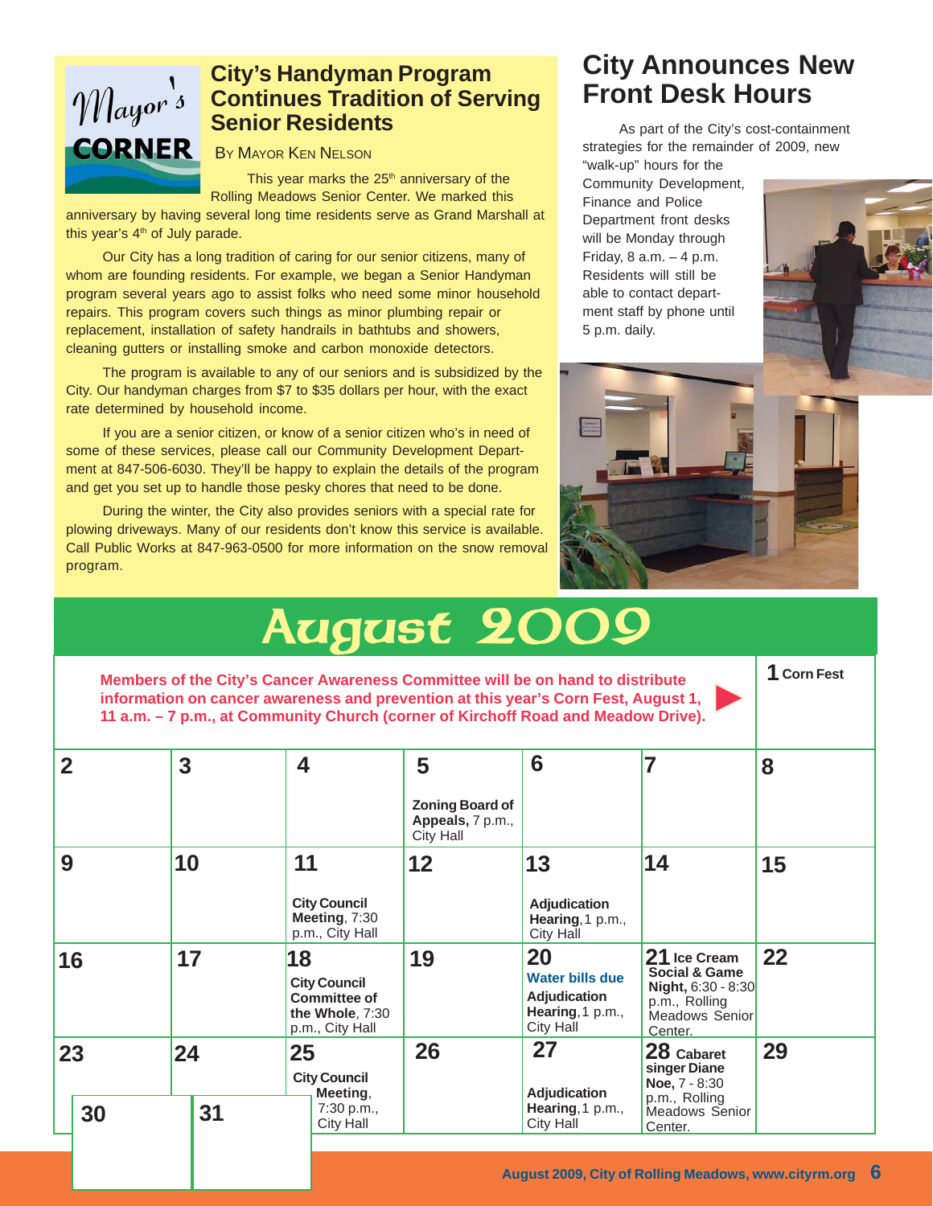Mayor's CORNER

## City's Handyman Program Continues Tradition of Serving Senior Residents

By Mayor Ken Nelson

This year marks the 25th anniversary of the Rolling Meadows Senior Center. We marked this anniversary by having several long time residents serve as Grand Marshall at this year's 4th of July parade.

Our City has a long tradition of caring for our senior citizens, many of whom are founding residents. For example, we began a Senior Handyman program several years ago to assist folks who need some minor household repairs. This program covers such things as minor plumbing repair or replacement, installation of safety handrails in bathtubs and showers, cleaning gutters or installing smoke and carbon monoxide detectors.

The program is available to any of our seniors and is subsidized by the City. Our handyman charges from $7 to $35 dollars per hour, with the exact rate determined by household income.

If you are a senior citizen, or know of a senior citizen who's in need of some of these services, please call our Community Development Department at 847-506-6030. They'll be happy to explain the details of the program and get you set up to handle those pesky chores that need to be done.

During the winter, the City also provides seniors with a special rate for plowing driveways. Many of our residents don't know this service is available. Call Public Works at 847-963-0500 for more information on the snow removal program.

## City Announces New Front Desk Hours

As part of the City's cost-containment strategies for the remainder of 2009, new "walk-up" hours for the Community Development, Finance and Police Department front desks will be Monday through Friday, 8 a.m. – 4 p.m. Residents will still be able to contact department staff by phone until 5 p.m. daily.

# August 2009

**Members of the City's Cancer Awareness Committee will be on hand to distribute information on cancer awareness and prevention at this year's Corn Fest, August 1, 11 a.m. – 7 p.m., at Community Church (corner of Kirchoff Road and Meadow Drive).**

| | | | | | | |
|---|---|---|---|---|---|---|
| | | | | | | 1 Corn Fest |
| 2 | 3 | 4 | 5 **Zoning Board of Appeals**, 7 p.m., City Hall | 6 | 7 | 8 |
| 9 | 10 | 11 **City Council Meeting**, 7:30 p.m., City Hall | 12 | 13 **Adjudication Hearing**, 1 p.m., City Hall | 14 | 15 |
| 16 | 17 | 18 **City Council Committee of the Whole**, 7:30 p.m., City Hall | 19 | 20 **Water bills due** **Adjudication Hearing**, 1 p.m., City Hall | 21 **Ice Cream Social & Game Night**, 6:30 - 8:30 p.m., Rolling Meadows Senior Center. | 22 |
| 23 | 24 | 25 **City Council Meeting**, 7:30 p.m., City Hall | 26 | 27 **Adjudication Hearing**, 1 p.m., City Hall | 28 **Cabaret singer Diane Noe**, 7 - 8:30 p.m., Rolling Meadows Senior Center. | 29 |
| 30 | 31 | | | | | |

August 2009, City of Rolling Meadows, www.cityrm.org